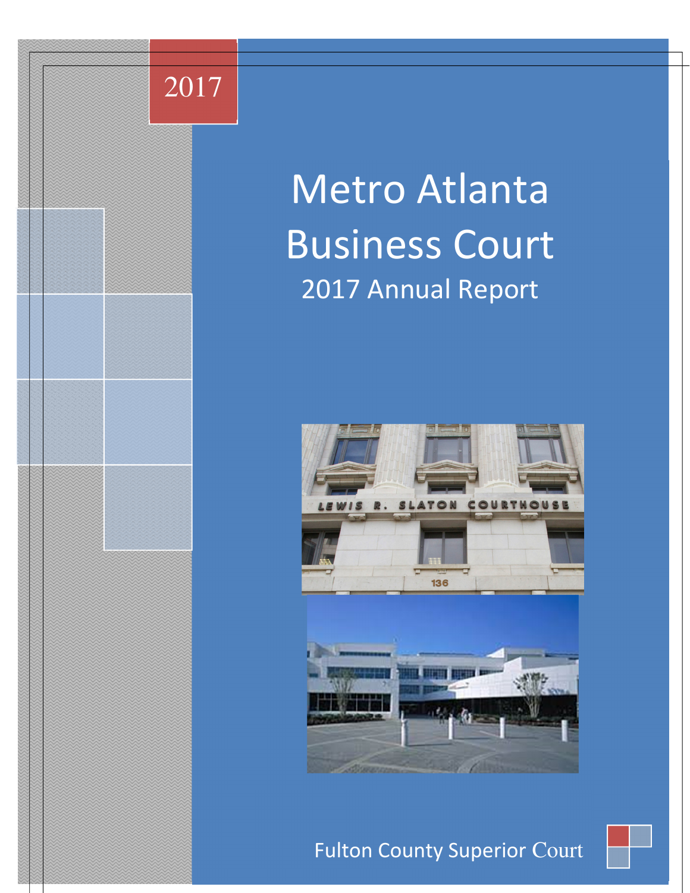2017

# Metro Atlanta Business Court

## 2017 Annual Report

Fulton County Superior Court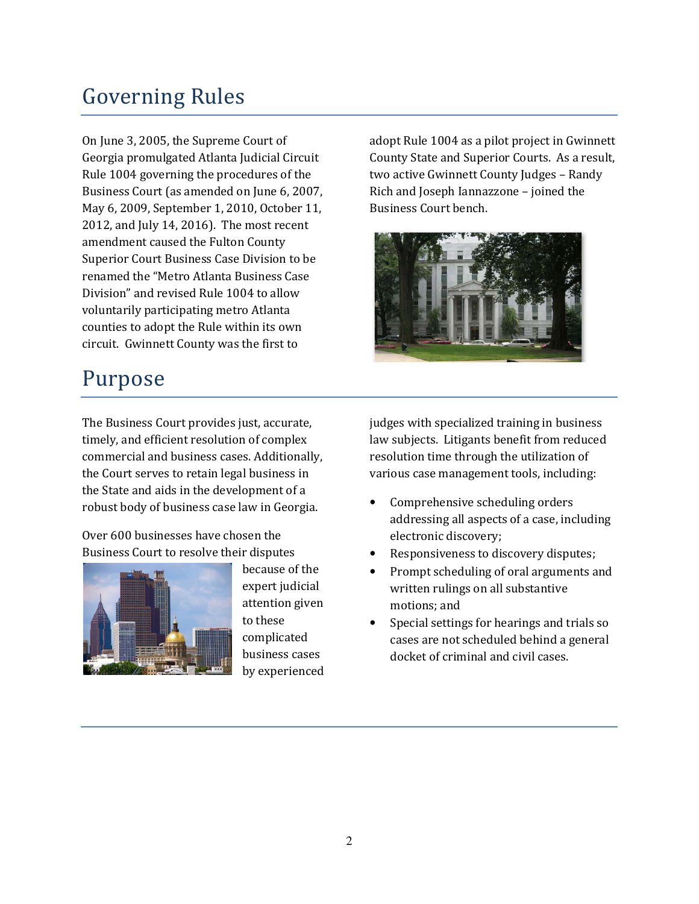# Governing Rules

On June 3, 2005, the Supreme Court of Georgia promulgated Atlanta Judicial Circuit Rule 1004 governing the procedures of the Business Court (as amended on June 6, 2007, May 6, 2009, September 1, 2010, October 11, 2012, and July 14, 2016). The most recent amendment caused the Fulton County Superior Court Business Case Division to be renamed the "Metro Atlanta Business Case Division" and revised Rule 1004 to allow voluntarily participating metro Atlanta counties to adopt the Rule within its own circuit. Gwinnett County was the first to adopt Rule 1004 as a pilot project in Gwinnett County State and Superior Courts. As a result, two active Gwinnett County Judges – Randy Rich and Joseph Iannazzone – joined the Business Court bench.

# Purpose

The Business Court provides just, accurate, timely, and efficient resolution of complex commercial and business cases. Additionally, the Court serves to retain legal business in the State and aids in the development of a robust body of business case law in Georgia.

Over 600 businesses have chosen the Business Court to resolve their disputes because of the expert judicial attention given to these complicated business cases by experienced judges with specialized training in business law subjects. Litigants benefit from reduced resolution time through the utilization of various case management tools, including:

- Comprehensive scheduling orders addressing all aspects of a case, including electronic discovery;
- Responsiveness to discovery disputes;
- Prompt scheduling of oral arguments and written rulings on all substantive motions; and
- Special settings for hearings and trials so cases are not scheduled behind a general docket of criminal and civil cases.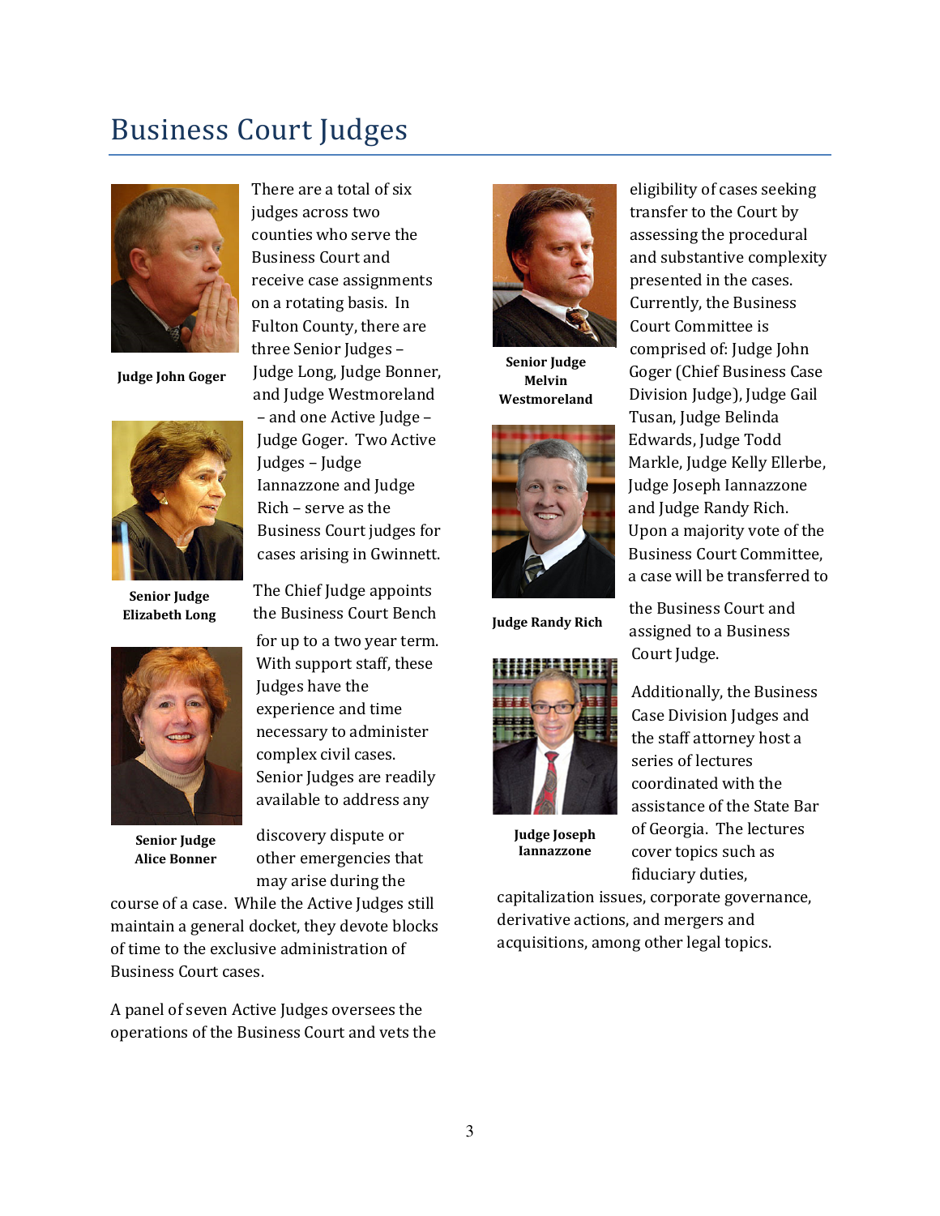# Business Court Judges

Judge John Goger

Senior Judge Elizabeth Long

Senior Judge Alice Bonner

There are a total of six judges across two counties who serve the Business Court and receive case assignments on a rotating basis. In Fulton County, there are three Senior Judges – Judge Long, Judge Bonner, and Judge Westmoreland – and one Active Judge – Judge Goger. Two Active Judges – Judge Iannazzone and Judge Rich – serve as the Business Court judges for cases arising in Gwinnett.

The Chief Judge appoints the Business Court Bench for up to a two year term. With support staff, these Judges have the experience and time necessary to administer complex civil cases. Senior Judges are readily available to address any discovery dispute or other emergencies that may arise during the course of a case. While the Active Judges still maintain a general docket, they devote blocks of time to the exclusive administration of Business Court cases.

A panel of seven Active Judges oversees the operations of the Business Court and vets the eligibility of cases seeking transfer to the Court by assessing the procedural and substantive complexity presented in the cases. Currently, the Business Court Committee is comprised of: Judge John Goger (Chief Business Case Division Judge), Judge Gail Tusan, Judge Belinda Edwards, Judge Todd Markle, Judge Kelly Ellerbe, Judge Joseph Iannazzone and Judge Randy Rich. Upon a majority vote of the Business Court Committee, a case will be transferred to the Business Court and assigned to a Business Court Judge.

Additionally, the Business Case Division Judges and the staff attorney host a series of lectures coordinated with the assistance of the State Bar of Georgia. The lectures cover topics such as fiduciary duties, capitalization issues, corporate governance, derivative actions, and mergers and acquisitions, among other legal topics.

Senior Judge Melvin Westmoreland

Judge Randy Rich

Judge Joseph Iannazzone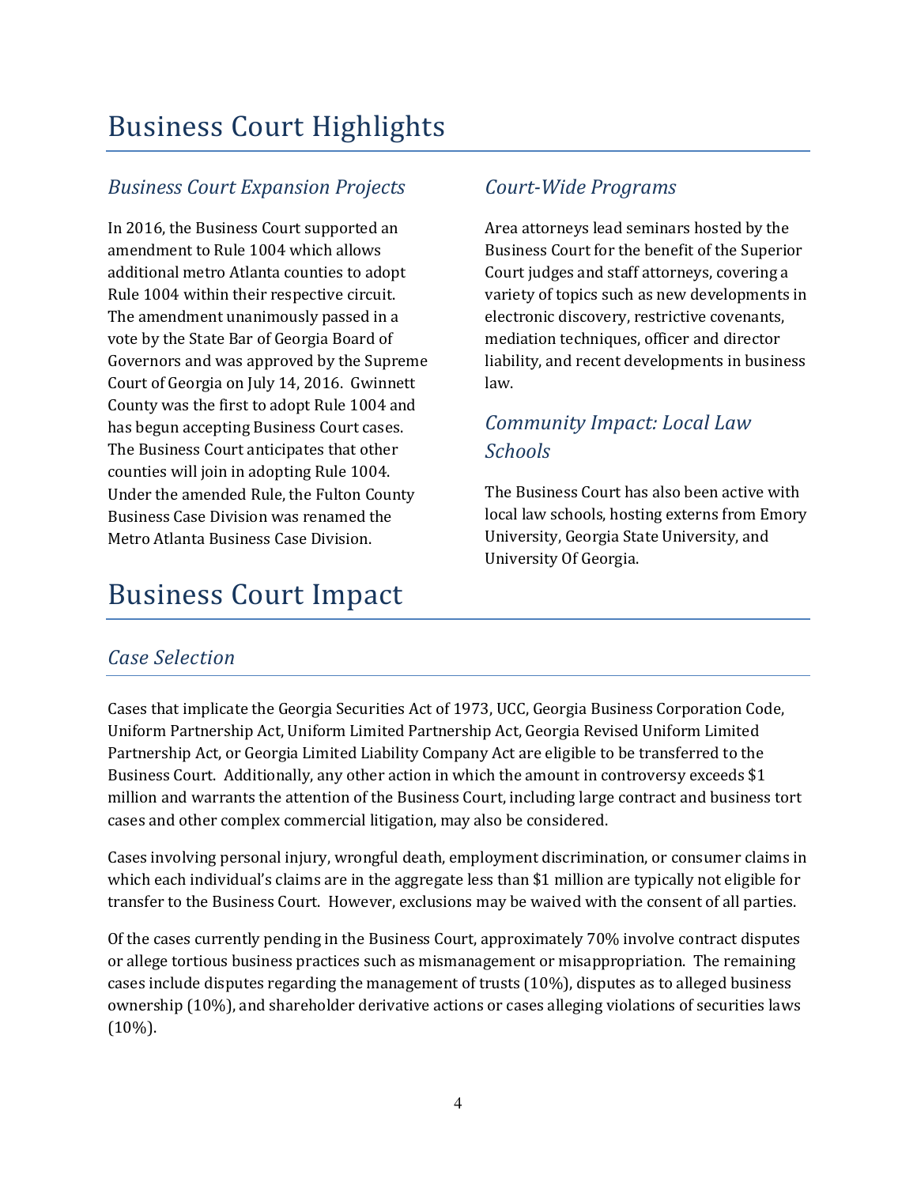# Business Court Highlights

## *Business Court Expansion Projects*

In 2016, the Business Court supported an amendment to Rule 1004 which allows additional metro Atlanta counties to adopt Rule 1004 within their respective circuit. The amendment unanimously passed in a vote by the State Bar of Georgia Board of Governors and was approved by the Supreme Court of Georgia on July 14, 2016. Gwinnett County was the first to adopt Rule 1004 and has begun accepting Business Court cases. The Business Court anticipates that other counties will join in adopting Rule 1004. Under the amended Rule, the Fulton County Business Case Division was renamed the Metro Atlanta Business Case Division.

## *Court-Wide Programs*

Area attorneys lead seminars hosted by the Business Court for the benefit of the Superior Court judges and staff attorneys, covering a variety of topics such as new developments in electronic discovery, restrictive covenants, mediation techniques, officer and director liability, and recent developments in business law.

## *Community Impact: Local Law Schools*

The Business Court has also been active with local law schools, hosting externs from Emory University, Georgia State University, and University Of Georgia.

# Business Court Impact

## *Case Selection*

Cases that implicate the Georgia Securities Act of 1973, UCC, Georgia Business Corporation Code, Uniform Partnership Act, Uniform Limited Partnership Act, Georgia Revised Uniform Limited Partnership Act, or Georgia Limited Liability Company Act are eligible to be transferred to the Business Court. Additionally, any other action in which the amount in controversy exceeds $1 million and warrants the attention of the Business Court, including large contract and business tort cases and other complex commercial litigation, may also be considered.

Cases involving personal injury, wrongful death, employment discrimination, or consumer claims in which each individual's claims are in the aggregate less than $1 million are typically not eligible for transfer to the Business Court. However, exclusions may be waived with the consent of all parties.

Of the cases currently pending in the Business Court, approximately 70% involve contract disputes or allege tortious business practices such as mismanagement or misappropriation. The remaining cases include disputes regarding the management of trusts (10%), disputes as to alleged business ownership (10%), and shareholder derivative actions or cases alleging violations of securities laws (10%).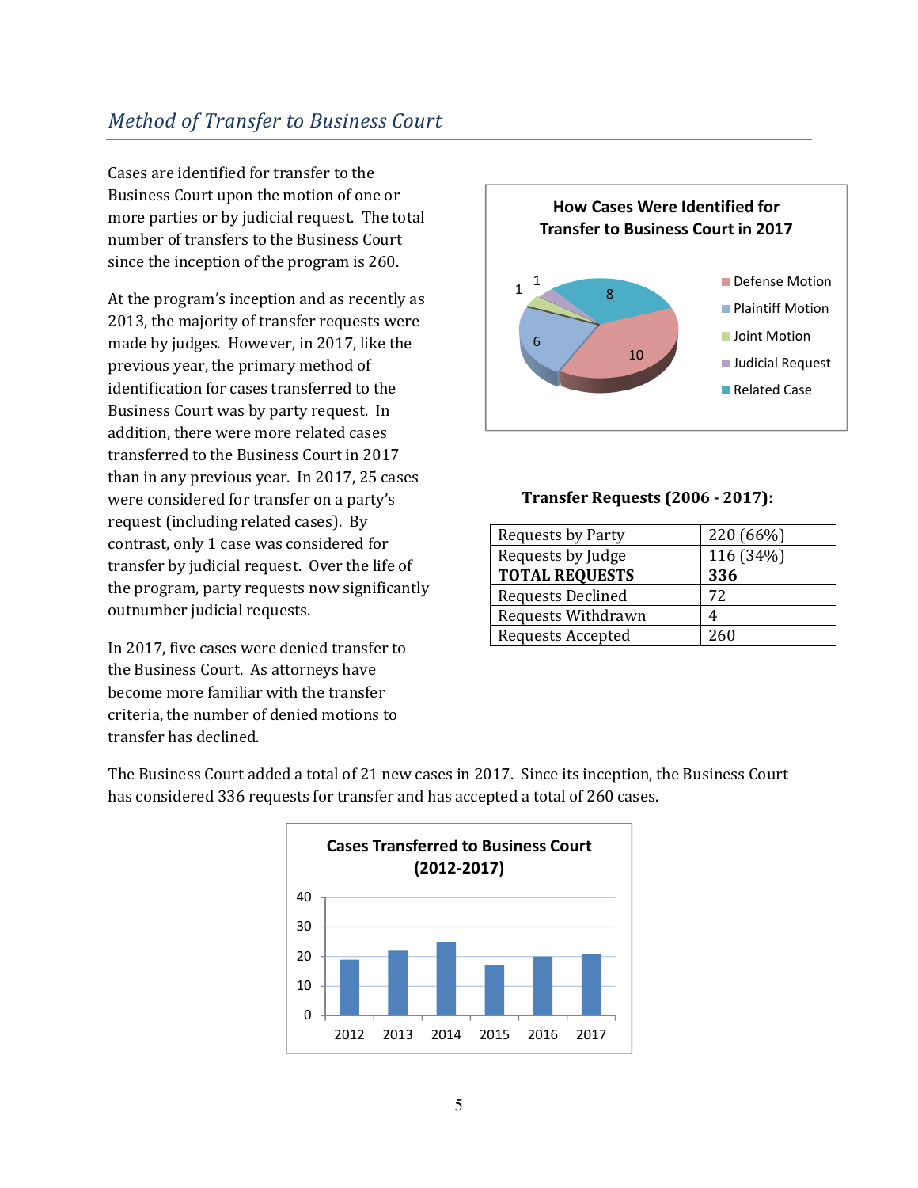## *Method of Transfer to Business Court*

Cases are identified for transfer to the Business Court upon the motion of one or more parties or by judicial request. The total number of transfers to the Business Court since the inception of the program is 260.

At the program's inception and as recently as 2013, the majority of transfer requests were made by judges. However, in 2017, like the previous year, the primary method of identification for cases transferred to the Business Court was by party request. In addition, there were more related cases transferred to the Business Court in 2017 than in any previous year. In 2017, 25 cases were considered for transfer on a party's request (including related cases). By contrast, only 1 case was considered for transfer by judicial request. Over the life of the program, party requests now significantly outnumber judicial requests.

In 2017, five cases were denied transfer to the Business Court. As attorneys have become more familiar with the transfer criteria, the number of denied motions to transfer has declined.

**How Cases Were Identified for Transfer to Business Court in 2017**

| Method | Cases |
|---|---|
| Defense Motion | 10 |
| Plaintiff Motion | 6 |
| Joint Motion | 1 |
| Judicial Request | 1 |
| Related Case | 8 |

**Transfer Requests (2006 - 2017):**

| | |
|---|---|
| Requests by Party | 220 (66%) |
| Requests by Judge | 116 (34%) |
| **TOTAL REQUESTS** | **336** |
| Requests Declined | 72 |
| Requests Withdrawn | 4 |
| Requests Accepted | 260 |

The Business Court added a total of 21 new cases in 2017. Since its inception, the Business Court has considered 336 requests for transfer and has accepted a total of 260 cases.

**Cases Transferred to Business Court (2012-2017)**

| Year | Cases (approx.) |
|---|---|
| 2012 | 19 |
| 2013 | 22 |
| 2014 | 25 |
| 2015 | 17 |
| 2016 | 20 |
| 2017 | 21 |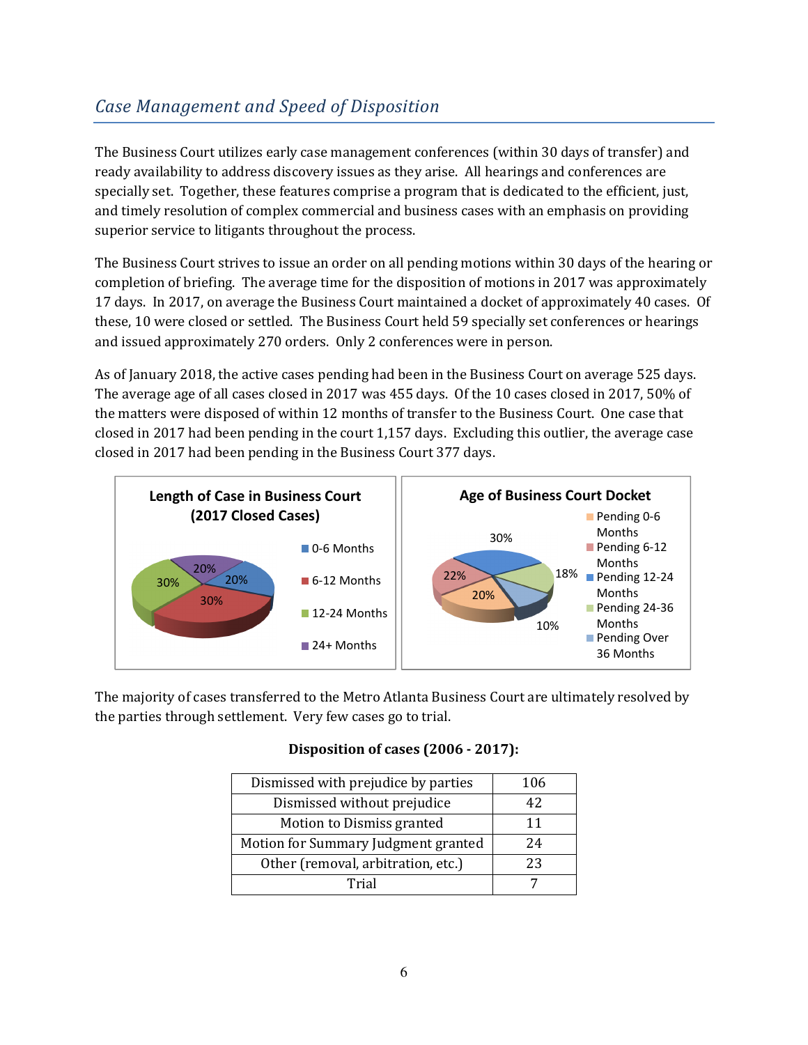## *Case Management and Speed of Disposition*

The Business Court utilizes early case management conferences (within 30 days of transfer) and ready availability to address discovery issues as they arise. All hearings and conferences are specially set. Together, these features comprise a program that is dedicated to the efficient, just, and timely resolution of complex commercial and business cases with an emphasis on providing superior service to litigants throughout the process.

The Business Court strives to issue an order on all pending motions within 30 days of the hearing or completion of briefing. The average time for the disposition of motions in 2017 was approximately 17 days. In 2017, on average the Business Court maintained a docket of approximately 40 cases. Of these, 10 were closed or settled. The Business Court held 59 specially set conferences or hearings and issued approximately 270 orders. Only 2 conferences were in person.

As of January 2018, the active cases pending had been in the Business Court on average 525 days. The average age of all cases closed in 2017 was 455 days. Of the 10 cases closed in 2017, 50% of the matters were disposed of within 12 months of transfer to the Business Court. One case that closed in 2017 had been pending in the court 1,157 days. Excluding this outlier, the average case closed in 2017 had been pending in the Business Court 377 days.

**Length of Case in Business Court (2017 Closed Cases)**

| Length | Percentage |
|---|---|
| 0-6 Months | 20% |
| 6-12 Months | 30% |
| 12-24 Months | 30% |
| 24+ Months | 20% |

**Age of Business Court Docket**

| Age | Percentage |
|---|---|
| Pending 0-6 Months | 20% |
| Pending 6-12 Months | 22% |
| Pending 12-24 Months | 30% |
| Pending 24-36 Months | 18% |
| Pending Over 36 Months | 10% |

The majority of cases transferred to the Metro Atlanta Business Court are ultimately resolved by the parties through settlement. Very few cases go to trial.

**Disposition of cases (2006 - 2017):**

| Disposition | Count |
|---|---|
| Dismissed with prejudice by parties | 106 |
| Dismissed without prejudice | 42 |
| Motion to Dismiss granted | 11 |
| Motion for Summary Judgment granted | 24 |
| Other (removal, arbitration, etc.) | 23 |
| Trial | 7 |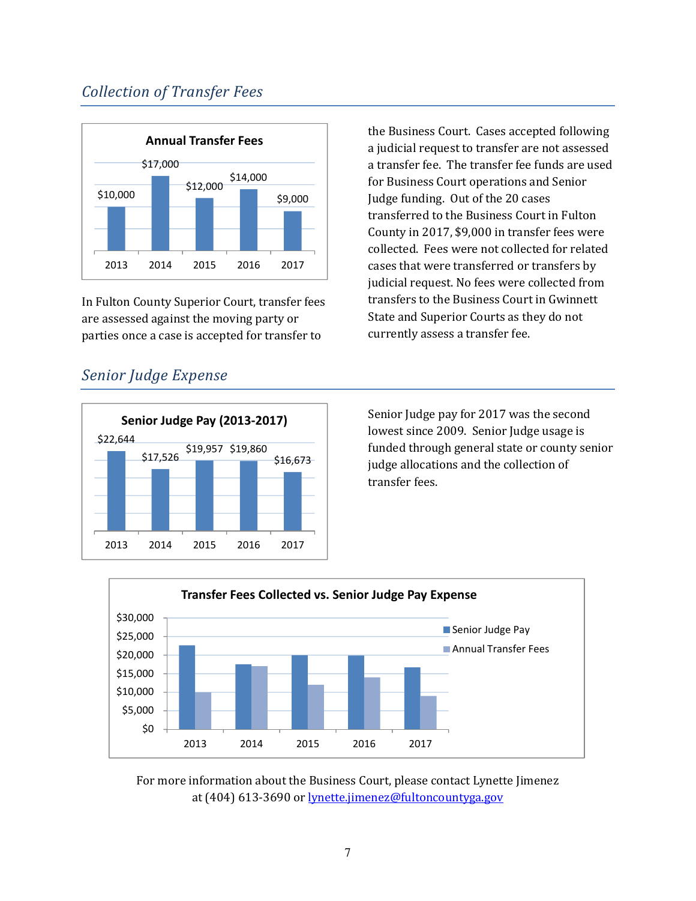## *Collection of Transfer Fees*

**Annual Transfer Fees**

$10,000
$17,000
$12,000
$14,000
$9,000

2013 2014 2015 2016 2017

In Fulton County Superior Court, transfer fees are assessed against the moving party or parties once a case is accepted for transfer to the Business Court. Cases accepted following a judicial request to transfer are not assessed a transfer fee. The transfer fee funds are used for Business Court operations and Senior Judge funding. Out of the 20 cases transferred to the Business Court in Fulton County in 2017, $9,000 in transfer fees were collected. Fees were not collected for related cases that were transferred or transfers by judicial request. No fees were collected from transfers to the Business Court in Gwinnett State and Superior Courts as they do not currently assess a transfer fee.

## *Senior Judge Expense*

**Senior Judge Pay (2013-2017)**

$22,644
$17,526
$19,957
$19,860
$16,673

2013 2014 2015 2016 2017

Senior Judge pay for 2017 was the second lowest since 2009. Senior Judge usage is funded through general state or county senior judge allocations and the collection of transfer fees.

**Transfer Fees Collected vs. Senior Judge Pay Expense**

$30,000
$25,000
$20,000
$15,000
$10,000
$5,000
$0

2013 2014 2015 2016 2017

Senior Judge Pay
Annual Transfer Fees

For more information about the Business Court, please contact Lynette Jimenez at (404) 613-3690 or [lynette.jimenez@fultoncountyga.gov](mailto:lynette.jimenez@fultoncountyga.gov)